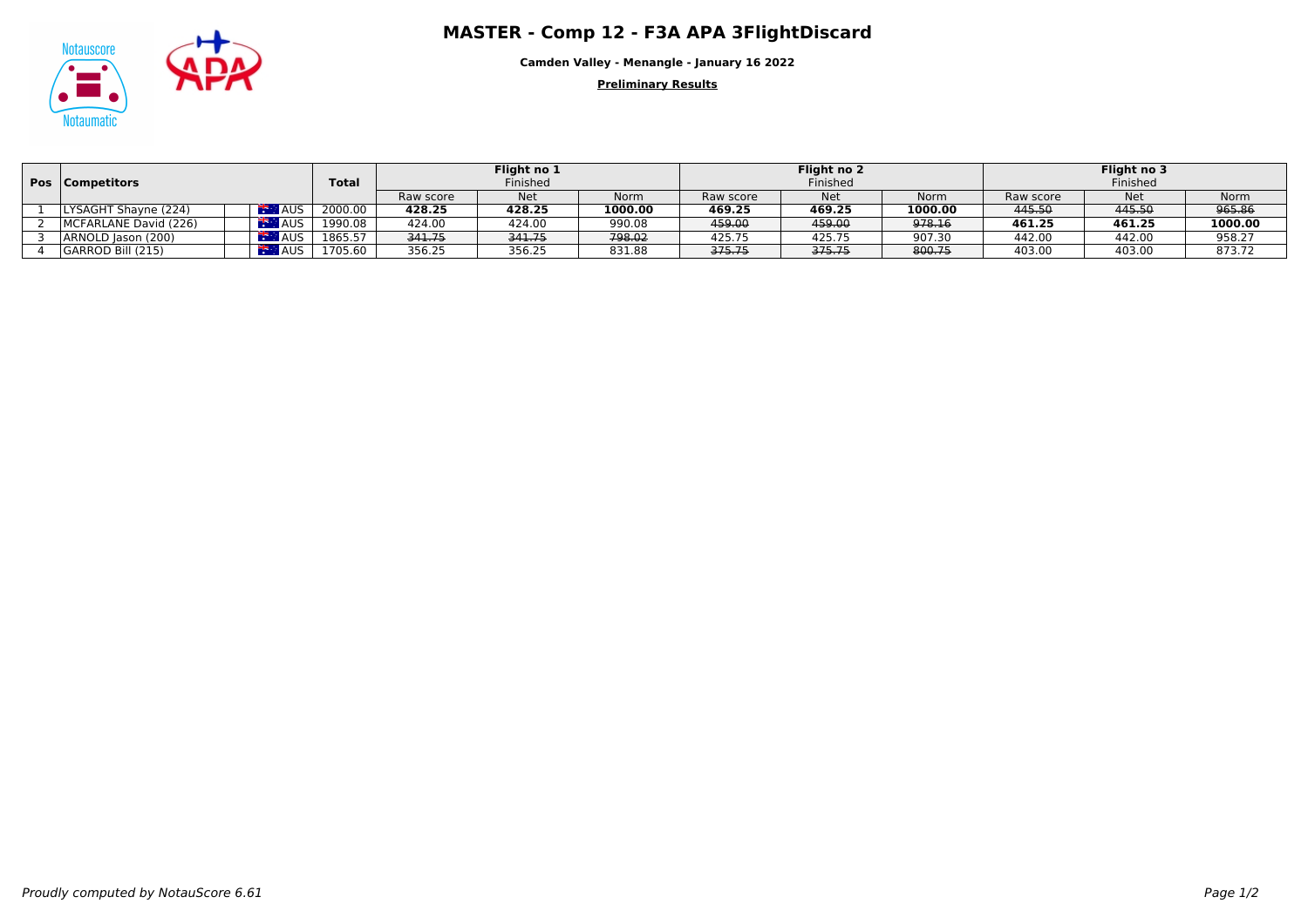# MASTER - Comp 12 - F3A APA 3FlightDiscard

**Camden Valley - Menangle - January 16 2022**

**Preliminary Results**

| Pos | Competitors | | Total | Flight no 1 Finished | | | Flight no 2 Finished | | | Flight no 3 Finished | | |
|---|---|---|---|---|---|---|---|---|---|---|---|---|
| | | | | Raw score | Net | Norm | Raw score | Net | Norm | Raw score | Net | Norm |
| 1 | LYSAGHT Shayne (224) | AUS | 2000.00 | **428.25** | **428.25** | **1000.00** | **469.25** | **469.25** | **1000.00** | ~~445.50~~ | ~~445.50~~ | ~~965.86~~ |
| 2 | MCFARLANE David (226) | AUS | 1990.08 | 424.00 | 424.00 | 990.08 | ~~459.00~~ | ~~459.00~~ | ~~978.16~~ | **461.25** | **461.25** | **1000.00** |
| 3 | ARNOLD Jason (200) | AUS | 1865.57 | ~~341.75~~ | ~~341.75~~ | ~~798.02~~ | 425.75 | 425.75 | 907.30 | 442.00 | 442.00 | 958.27 |
| 4 | GARROD Bill (215) | AUS | 1705.60 | 356.25 | 356.25 | 831.88 | ~~375.75~~ | ~~375.75~~ | ~~800.75~~ | 403.00 | 403.00 | 873.72 |

*Proudly computed by NotauScore 6.61*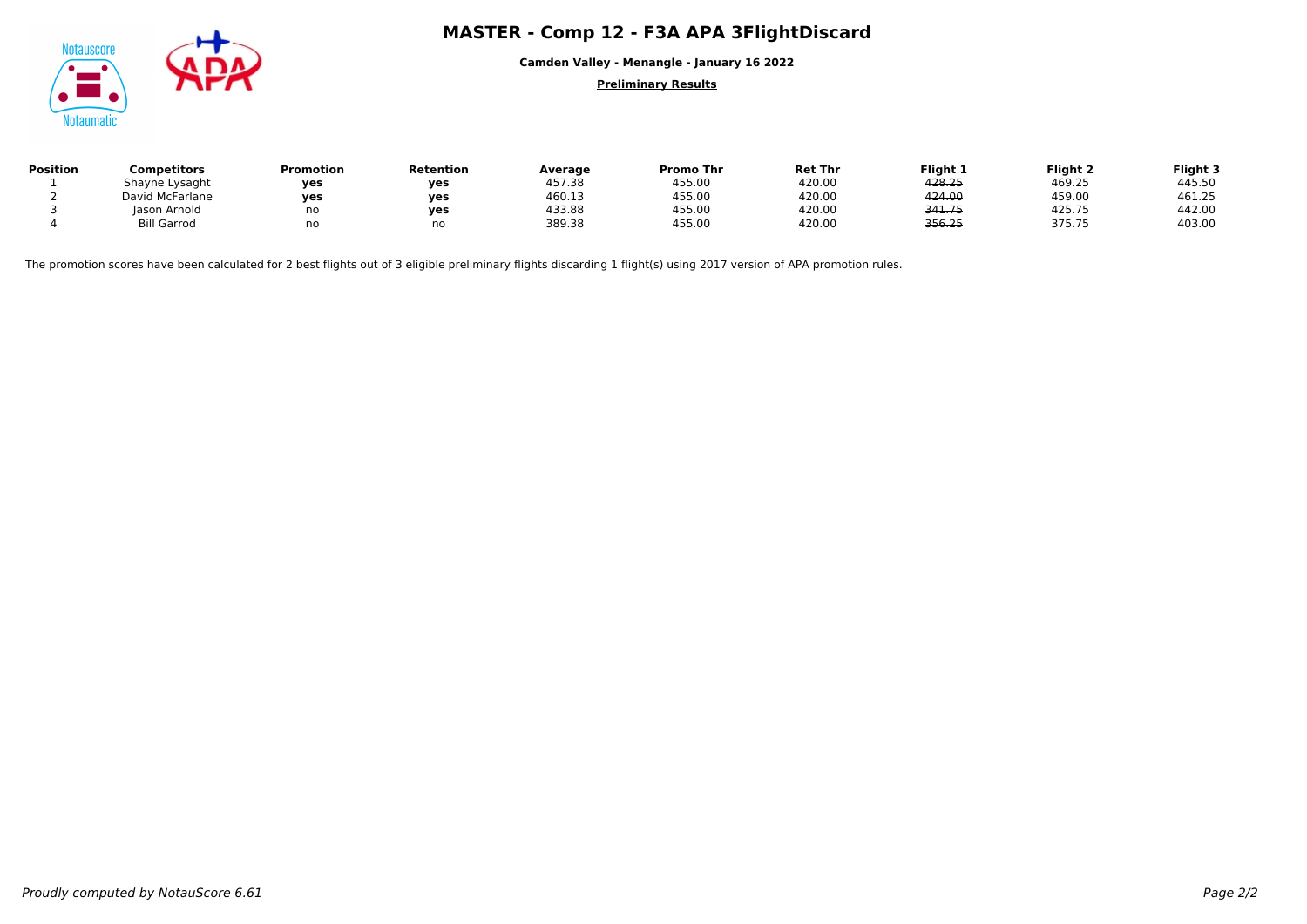# MASTER - Comp 12 - F3A APA 3FlightDiscard

**Camden Valley - Menangle - January 16 2022**

**Preliminary Results**

| Position | Competitors | Promotion | Retention | Average | Promo Thr | Ret Thr | Flight 1 | Flight 2 | Flight 3 |
|---|---|---|---|---|---|---|---|---|---|
| 1 | Shayne Lysaght | **yes** | **yes** | 457.38 | 455.00 | 420.00 | ~~428.25~~ | 469.25 | 445.50 |
| 2 | David McFarlane | **yes** | **yes** | 460.13 | 455.00 | 420.00 | ~~424.00~~ | 459.00 | 461.25 |
| 3 | Jason Arnold | no | **yes** | 433.88 | 455.00 | 420.00 | ~~341.75~~ | 425.75 | 442.00 |
| 4 | Bill Garrod | no | no | 389.38 | 455.00 | 420.00 | ~~356.25~~ | 375.75 | 403.00 |

The promotion scores have been calculated for 2 best flights out of 3 eligible preliminary flights discarding 1 flight(s) using 2017 version of APA promotion rules.

*Proudly computed by NotauScore 6.61*